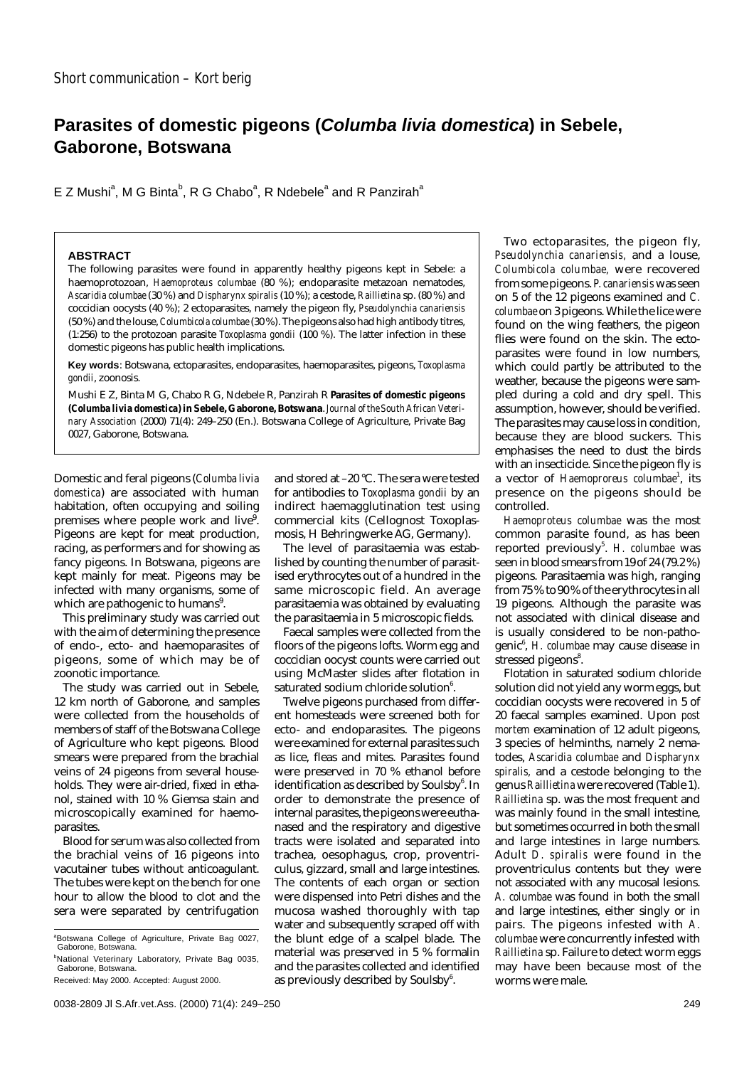Short communication – Kort berig

# Parasites of domestic pigeons (*Columba livia domestica*) in Sebele, Gaborone, Botswana

E Z Mushi[a], M G Binta[b], R G Chabo[a], R Ndebele[a] and R Panzirah[a]

## ABSTRACT

The following parasites were found in apparently healthy pigeons kept in Sebele: a haemoprotozoan, *Haemoproteus columbae* (80 %); endoparasite metazoan nematodes, *Ascaridia columbae* (30 %) and *Dispharynx spiralis* (10 %); a cestode, *Raillietina* sp. (80 %) and coccidian oocysts (40 %); 2 ectoparasites, namely the pigeon fly, *Pseudolynchia canariensis* (50 %) and the louse, *Columbicola columbae* (30 %). The pigeons also had high antibody titres, (1:256) to the protozoan parasite *Toxoplasma gondii* (100 %). The latter infection in these domestic pigeons has public health implications.

**Key words**: Botswana, ectoparasites, endoparasites, haemoparasites, pigeons, *Toxoplasma gondii*, zoonosis.

Mushi E Z, Binta M G, Chabo R G, Ndebele R, Panzirah R **Parasites of domestic pigeons (*Columba livia domestica*) in Sebele, Gaborone, Botswana**. *Journal of the South African Veterinary Association* (2000) 71(4): 249–250 (En.). Botswana College of Agriculture, Private Bag 0027, Gaborone, Botswana.

Domestic and feral pigeons (*Columba livia domestica*) are associated with human habitation, often occupying and soiling premises where people work and live[9]. Pigeons are kept for meat production, racing, as performers and for showing as fancy pigeons. In Botswana, pigeons are kept mainly for meat. Pigeons may be infected with many organisms, some of which are pathogenic to humans[9].

This preliminary study was carried out with the aim of determining the presence of endo-, ecto- and haemoparasites of pigeons, some of which may be of zoonotic importance.

The study was carried out in Sebele, 12 km north of Gaborone, and samples were collected from the households of members of staff of the Botswana College of Agriculture who kept pigeons. Blood smears were prepared from the brachial veins of 24 pigeons from several households. They were air-dried, fixed in ethanol, stained with 10 % Giemsa stain and microscopically examined for haemoparasites.

Blood for serum was also collected from the brachial veins of 16 pigeons into vacutainer tubes without anticoagulant. The tubes were kept on the bench for one hour to allow the blood to clot and the sera were separated by centrifugation and stored at –20 °C. The sera were tested for antibodies to *Toxoplasma gondii* by an indirect haemagglutination test using commercial kits (Cellognost Toxoplasmosis, H Behringwerke AG, Germany).

The level of parasitaemia was established by counting the number of parasitised erythrocytes out of a hundred in the same microscopic field. An average parasitaemia was obtained by evaluating the parasitaemia in 5 microscopic fields.

Faecal samples were collected from the floors of the pigeons lofts. Worm egg and coccidian oocyst counts were carried out using McMaster slides after flotation in saturated sodium chloride solution[6].

Twelve pigeons purchased from different homesteads were screened both for ecto- and endoparasites. The pigeons were examined for external parasites such as lice, fleas and mites. Parasites found were preserved in 70 % ethanol before identification as described by Soulsby[6]. In order to demonstrate the presence of internal parasites, the pigeons were euthanased and the respiratory and digestive tracts were isolated and separated into trachea, oesophagus, crop, proventriculus, gizzard, small and large intestines. The contents of each organ or section were dispensed into Petri dishes and the mucosa washed thoroughly with tap water and subsequently scraped off with the blunt edge of a scalpel blade. The material was preserved in 5 % formalin and the parasites collected and identified as previously described by Soulsby[6].

Two ectoparasites, the pigeon fly, *Pseudolynchia canariensis*, and a louse, *Columbicola columbae*, were recovered from some pigeons. *P. canariensis* was seen on 5 of the 12 pigeons examined and *C. columbae* on 3 pigeons. While the lice were found on the wing feathers, the pigeon flies were found on the skin. The ectoparasites were found in low numbers, which could partly be attributed to the weather, because the pigeons were sampled during a cold and dry spell. This assumption, however, should be verified. The parasites may cause loss in condition, because they are blood suckers. This emphasises the need to dust the birds with an insecticide. Since the pigeon fly is a vector of *Haemoproreus columbae*[1], its presence on the pigeons should be controlled.

*Haemoproteus columbae* was the most common parasite found, as has been reported previously[5]. *H. columbae* was seen in blood smears from 19 of 24 (79.2 %) pigeons. Parasitaemia was high, ranging from 75 % to 90 % of the erythrocytes in all 19 pigeons. Although the parasite was not associated with clinical disease and is usually considered to be non-pathogenic[6], *H. columbae* may cause disease in stressed pigeons[8].

Flotation in saturated sodium chloride solution did not yield any worm eggs, but coccidian oocysts were recovered in 5 of 20 faecal samples examined. Upon *post mortem* examination of 12 adult pigeons, 3 species of helminths, namely 2 nematodes, *Ascaridia columbae* and *Dispharynx spiralis*, and a cestode belonging to the genus *Raillietina* were recovered (Table 1). *Raillietina* sp. was the most frequent and was mainly found in the small intestine, but sometimes occurred in both the small and large intestines in large numbers. Adult *D. spiralis* were found in the proventriculus contents but they were not associated with any mucosal lesions. *A. columbae* was found in both the small and large intestines, either singly or in pairs. The pigeons infested with *A. columbae* were concurrently infested with *Raillietina* sp. Failure to detect worm eggs may have been because most of the worms were male.

---

[a]Botswana College of Agriculture, Private Bag 0027, Gaborone, Botswana.

[b]National Veterinary Laboratory, Private Bag 0035, Gaborone, Botswana.

Received: May 2000. Accepted: August 2000.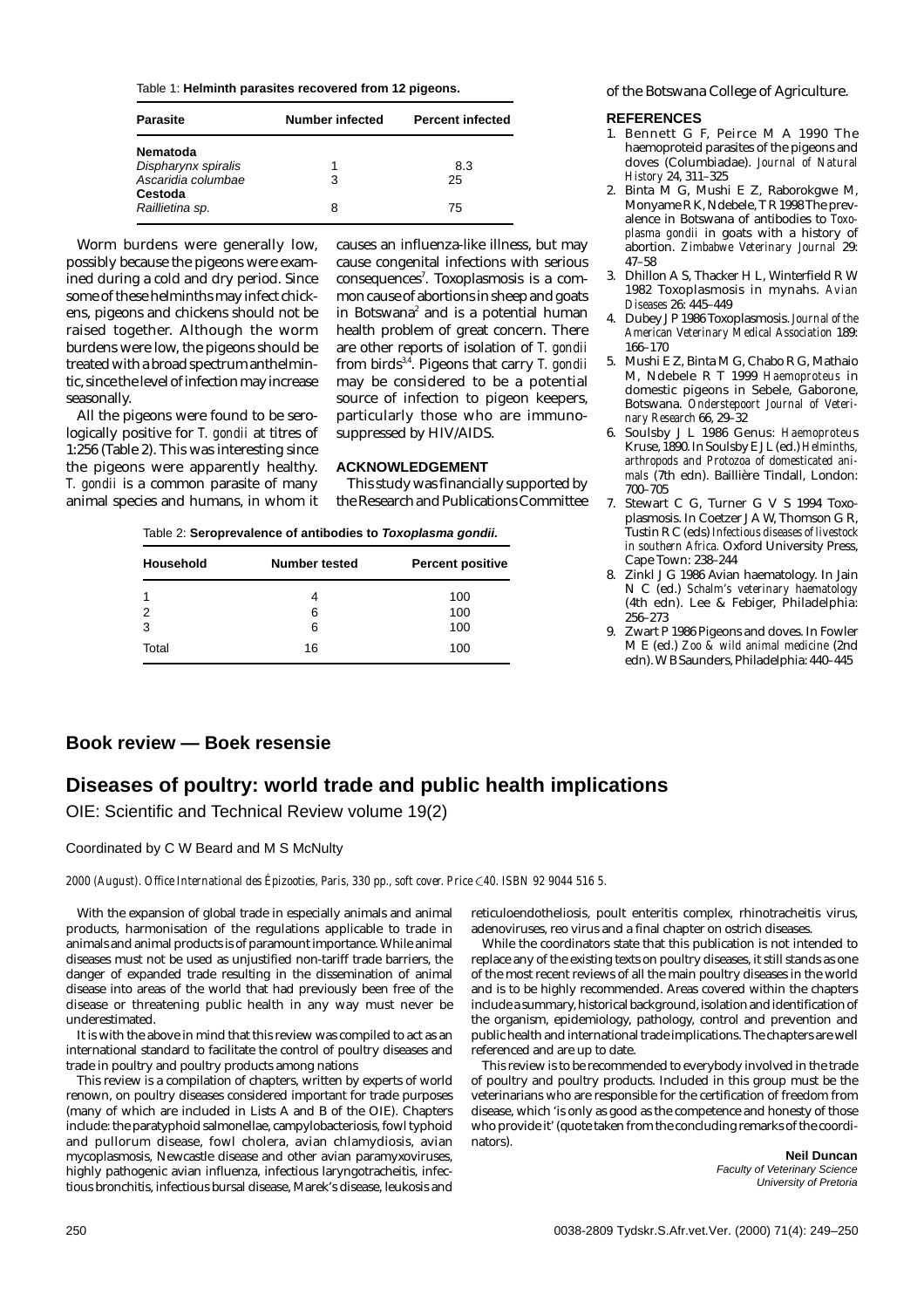Table 1: **Helminth parasites recovered from 12 pigeons.**

| Parasite | Number infected | Percent infected |
|---|---|---|
| **Nematoda** | | |
| *Dispharynx spiralis* | 1 | 8.3 |
| *Ascaridia columbae* | 3 | 25 |
| **Cestoda** | | |
| *Raillietina* sp. | 8 | 75 |

Worm burdens were generally low, possibly because the pigeons were examined during a cold and dry period. Since some of these helminths may infect chickens, pigeons and chickens should not be raised together. Although the worm burdens were low, the pigeons should be treated with a broad spectrum anthelmintic, since the level of infection may increase seasonally.

All the pigeons were found to be serologically positive for *T. gondii* at titres of 1:256 (Table 2). This was interesting since the pigeons were apparently healthy. *T. gondii* is a common parasite of many animal species and humans, in whom it causes an influenza-like illness, but may cause congenital infections with serious consequences[7]. Toxoplasmosis is a common cause of abortions in sheep and goats in Botswana[2] and is a potential human health problem of great concern. There are other reports of isolation of *T. gondii* from birds[3,4]. Pigeons that carry *T. gondii* may be considered to be a potential source of infection to pigeon keepers, particularly those who are immunosuppressed by HIV/AIDS.

Table 2: **Seroprevalence of antibodies to *Toxoplasma gondii*.**

| Household | Number tested | Percent positive |
|---|---|---|
| 1 | 4 | 100 |
| 2 | 6 | 100 |
| 3 | 6 | 100 |
| Total | 16 | 100 |

### ACKNOWLEDGEMENT

This study was financially supported by the Research and Publications Committee of the Botswana College of Agriculture.

### REFERENCES

1. Bennett G F, Peirce M A 1990 The haemoproteid parasites of the pigeons and doves (Columbiadae). *Journal of Natural History* 24, 311–325
2. Binta M G, Mushi E Z, Raborokgwe M, Monyame R K, Ndebele, T R 1998 The prevalence in Botswana of antibodies to *Toxoplasma gondii* in goats with a history of abortion. *Zimbabwe Veterinary Journal* 29: 47–58
3. Dhillon A S, Thacker H L, Winterfield R W 1982 Toxoplasmosis in mynahs. *Avian Diseases* 26: 445–449
4. Dubey J P 1986 Toxoplasmosis. *Journal of the American Veterinary Medical Association* 189: 166–170
5. Mushi E Z, Binta M G, Chabo R G, Mathaio M, Ndebele R T 1999 *Haemoproteus* in domestic pigeons in Sebele, Gaborone, Botswana. *Onderstepoort Journal of Veterinary Research* 66, 29–32
6. Soulsby J L 1986 Genus: *Haemoproteus* Kruse, 1890. In Soulsby E J L (ed.) *Helminths, arthropods and Protozoa of domesticated animals* (7th edn). Baillière Tindall, London: 700–705
7. Stewart C G, Turner G V S 1994 Toxoplasmosis. In Coetzer J A W, Thomson G R, Tustin R C (eds) *Infectious diseases of livestock in southern Africa.* Oxford University Press, Cape Town: 238–244
8. Zinkl J G 1986 Avian haematology. In Jain N C (ed.) *Schalm's veterinary haematology* (4th edn). Lee & Febiger, Philadelphia: 256–273
9. Zwart P 1986 Pigeons and doves. In Fowler M E (ed.) *Zoo & wild animal medicine* (2nd edn). W B Saunders, Philadelphia: 440–445

## Book review — Boek resensie

# Diseases of poultry: world trade and public health implications

OIE: Scientific and Technical Review volume 19(2)

Coordinated by C W Beard and M S McNulty

*2000 (August). Office International des Épizooties, Paris, 330 pp., soft cover. Price €40. ISBN 92 9044 516 5.*

With the expansion of global trade in especially animals and animal products, harmonisation of the regulations applicable to trade in animals and animal products is of paramount importance. While animal diseases must not be used as unjustified non-tariff trade barriers, the danger of expanded trade resulting in the dissemination of animal disease into areas of the world that had previously been free of the disease or threatening public health in any way must never be underestimated.

It is with the above in mind that this review was compiled to act as an international standard to facilitate the control of poultry diseases and trade in poultry and poultry products among nations

This review is a compilation of chapters, written by experts of world renown, on poultry diseases considered important for trade purposes (many of which are included in Lists A and B of the OIE). Chapters include: the paratyphoid salmonellae, campylobacteriosis, fowl typhoid and pullorum disease, fowl cholera, avian chlamydiosis, avian mycoplasmosis, Newcastle disease and other avian paramyxoviruses, highly pathogenic avian influenza, infectious laryngotracheitis, infectious bronchitis, infectious bursal disease, Marek's disease, leukosis and reticuloendotheliosis, poult enteritis complex, rhinotracheitis virus, adenoviruses, reo virus and a final chapter on ostrich diseases.

While the coordinators state that this publication is not intended to replace any of the existing texts on poultry diseases, it still stands as one of the most recent reviews of all the main poultry diseases in the world and is to be highly recommended. Areas covered within the chapters include a summary, historical background, isolation and identification of the organism, epidemiology, pathology, control and prevention and public health and international trade implications. The chapters are well referenced and are up to date.

This review is to be recommended to everybody involved in the trade of poultry and poultry products. Included in this group must be the veterinarians who are responsible for the certification of freedom from disease, which 'is only as good as the competence and honesty of those who provide it' (quote taken from the concluding remarks of the coordinators).

**Neil Duncan**
*Faculty of Veterinary Science*
*University of Pretoria*